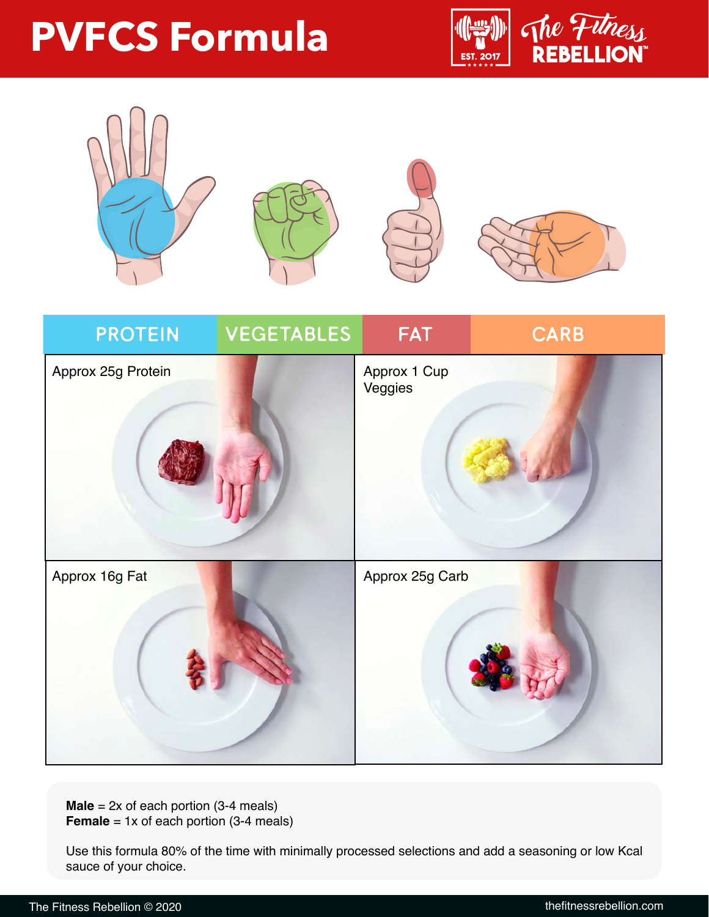# PVFCS Formula

| PROTEIN | VEGETABLES | FAT | CARB |
|---|---|---|---|

Approx 25g Protein

Approx 1 Cup Veggies

Approx 16g Fat

Approx 25g Carb

**Male** = 2x of each portion (3-4 meals)
**Female** = 1x of each portion (3-4 meals)

Use this formula 80% of the time with minimally processed selections and add a seasoning or low Kcal sauce of your choice.

The Fitness Rebellion © 2020

thefitnessrebellion.com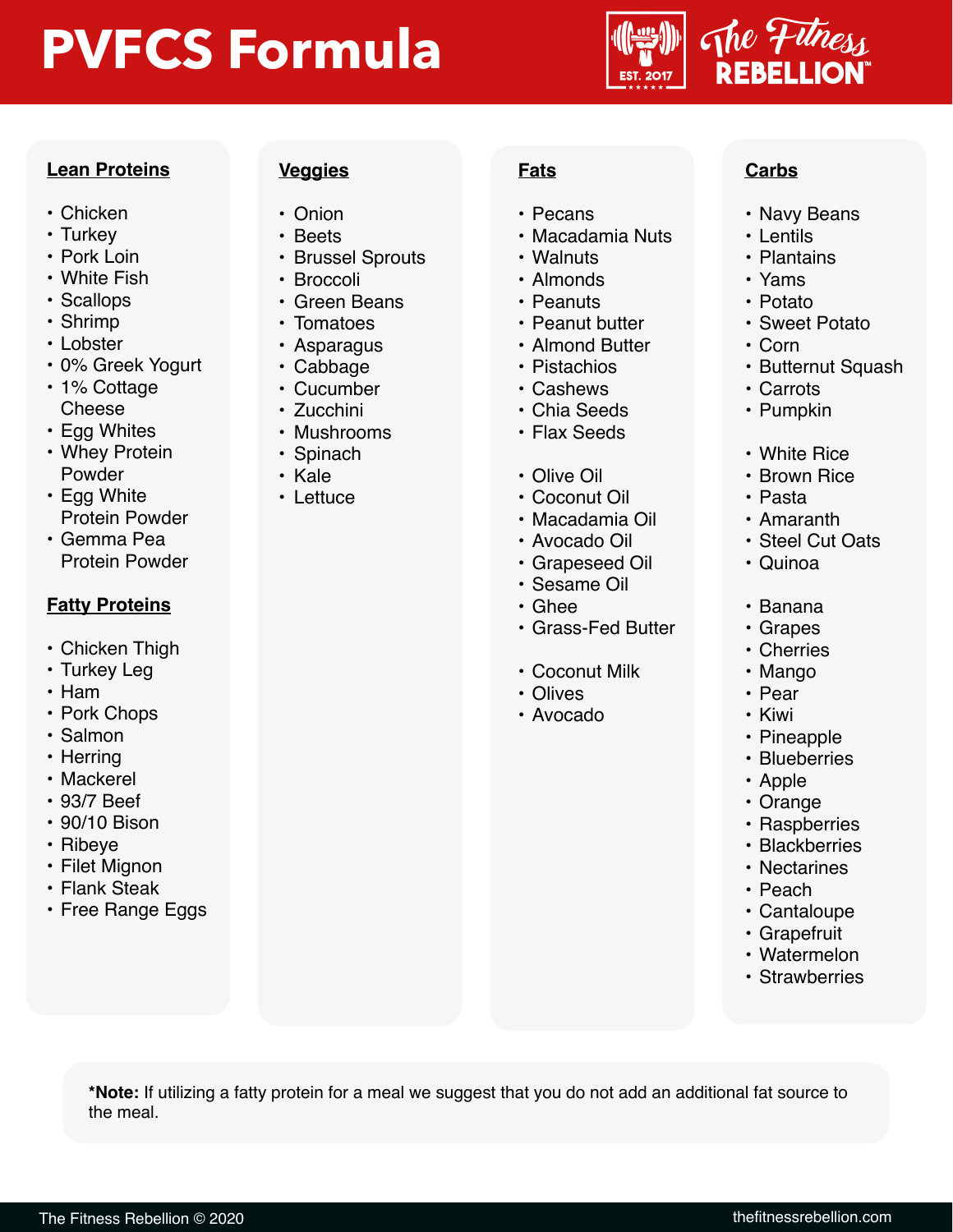# PVFCS Formula

The Fitness REBELLION

## Lean Proteins

- Chicken
- Turkey
- Pork Loin
- White Fish
- Scallops
- Shrimp
- Lobster
- 0% Greek Yogurt
- 1% Cottage Cheese
- Egg Whites
- Whey Protein Powder
- Egg White Protein Powder
- Gemma Pea Protein Powder

## Fatty Proteins

- Chicken Thigh
- Turkey Leg
- Ham
- Pork Chops
- Salmon
- Herring
- Mackerel
- 93/7 Beef
- 90/10 Bison
- Ribeye
- Filet Mignon
- Flank Steak
- Free Range Eggs

## Veggies

- Onion
- Beets
- Brussel Sprouts
- Broccoli
- Green Beans
- Tomatoes
- Asparagus
- Cabbage
- Cucumber
- Zucchini
- Mushrooms
- Spinach
- Kale
- Lettuce

## Fats

- Pecans
- Macadamia Nuts
- Walnuts
- Almonds
- Peanuts
- Peanut butter
- Almond Butter
- Pistachios
- Cashews
- Chia Seeds
- Flax Seeds

- Olive Oil
- Coconut Oil
- Macadamia Oil
- Avocado Oil
- Grapeseed Oil
- Sesame Oil
- Ghee
- Grass-Fed Butter

- Coconut Milk
- Olives
- Avocado

## Carbs

- Navy Beans
- Lentils
- Plantains
- Yams
- Potato
- Sweet Potato
- Corn
- Butternut Squash
- Carrots
- Pumpkin

- White Rice
- Brown Rice
- Pasta
- Amaranth
- Steel Cut Oats
- Quinoa

- Banana
- Grapes
- Cherries
- Mango
- Pear
- Kiwi
- Pineapple
- Blueberries
- Apple
- Orange
- Raspberries
- Blackberries
- Nectarines
- Peach
- Cantaloupe
- Grapefruit
- Watermelon
- Strawberries

***Note:** If utilizing a fatty protein for a meal we suggest that you do not add an additional fat source to the meal.

The Fitness Rebellion © 2020 thefitnessrebellion.com